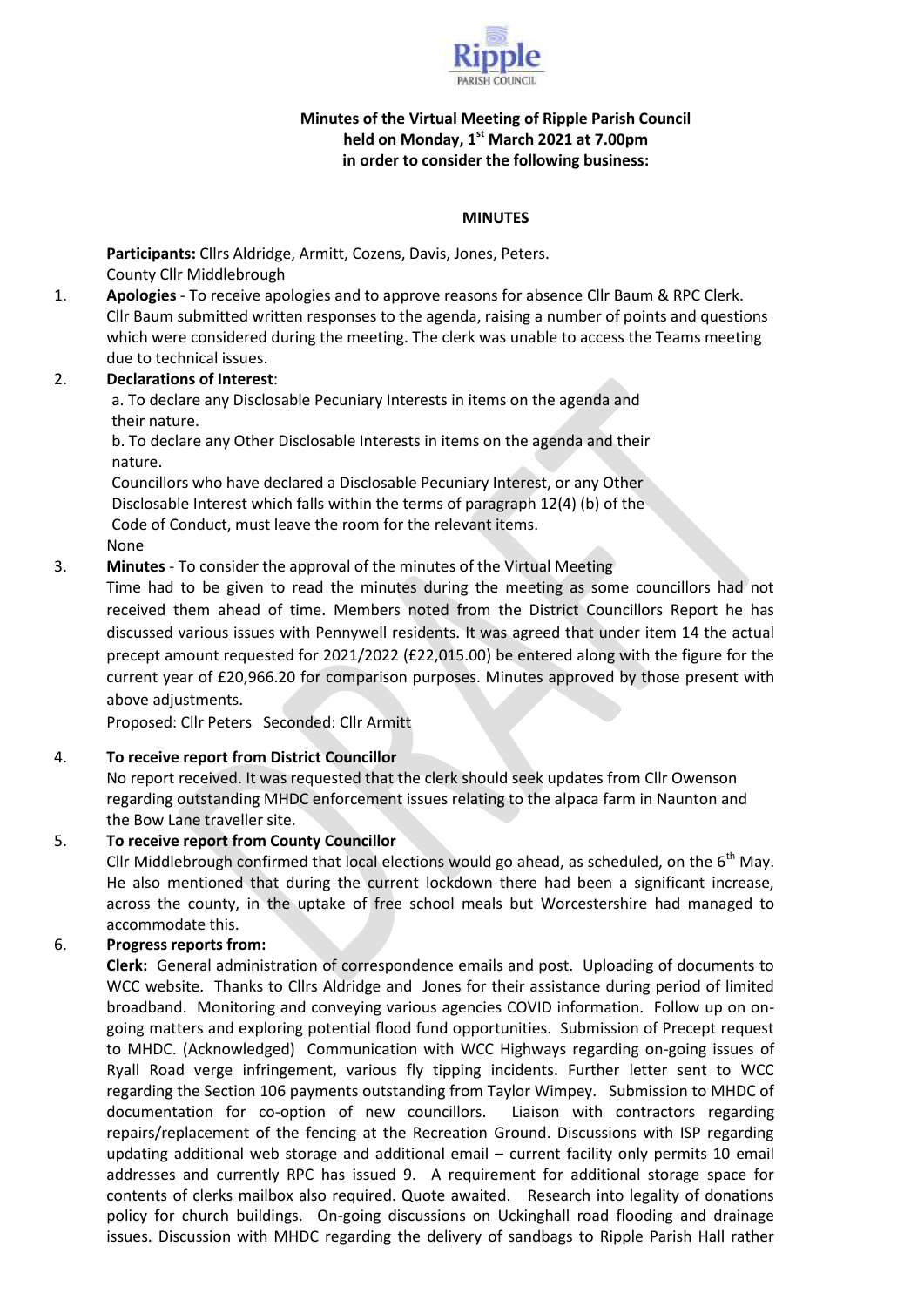**Minutes of the Virtual Meeting of Ripple Parish Council held on Monday, 1st March 2021 at 7.00pm in order to consider the following business:**

**MINUTES**

**Participants:** Cllrs Aldridge, Armitt, Cozens, Davis, Jones, Peters.
County Cllr Middlebrough

1. **Apologies** - To receive apologies and to approve reasons for absence Cllr Baum & RPC Clerk. Cllr Baum submitted written responses to the agenda, raising a number of points and questions which were considered during the meeting. The clerk was unable to access the Teams meeting due to technical issues.

2. **Declarations of Interest**:
   a. To declare any Disclosable Pecuniary Interests in items on the agenda and their nature.
   b. To declare any Other Disclosable Interests in items on the agenda and their nature.
   Councillors who have declared a Disclosable Pecuniary Interest, or any Other Disclosable Interest which falls within the terms of paragraph 12(4) (b) of the Code of Conduct, must leave the room for the relevant items.
   None

3. **Minutes** - To consider the approval of the minutes of the Virtual Meeting
   Time had to be given to read the minutes during the meeting as some councillors had not received them ahead of time. Members noted from the District Councillors Report he has discussed various issues with Pennywell residents. It was agreed that under item 14 the actual precept amount requested for 2021/2022 (£22,015.00) be entered along with the figure for the current year of £20,966.20 for comparison purposes. Minutes approved by those present with above adjustments.
   Proposed: Cllr Peters Seconded: Cllr Armitt

4. **To receive report from District Councillor**
   No report received. It was requested that the clerk should seek updates from Cllr Owenson regarding outstanding MHDC enforcement issues relating to the alpaca farm in Naunton and the Bow Lane traveller site.

5. **To receive report from County Councillor**
   Cllr Middlebrough confirmed that local elections would go ahead, as scheduled, on the 6th May. He also mentioned that during the current lockdown there had been a significant increase, across the county, in the uptake of free school meals but Worcestershire had managed to accommodate this.

6. **Progress reports from:**
   **Clerk:** General administration of correspondence emails and post. Uploading of documents to WCC website. Thanks to Cllrs Aldridge and Jones for their assistance during period of limited broadband. Monitoring and conveying various agencies COVID information. Follow up on on-going matters and exploring potential flood fund opportunities. Submission of Precept request to MHDC. (Acknowledged) Communication with WCC Highways regarding on-going issues of Ryall Road verge infringement, various fly tipping incidents. Further letter sent to WCC regarding the Section 106 payments outstanding from Taylor Wimpey. Submission to MHDC of documentation for co-option of new councillors. Liaison with contractors regarding repairs/replacement of the fencing at the Recreation Ground. Discussions with ISP regarding updating additional web storage and additional email – current facility only permits 10 email addresses and currently RPC has issued 9. A requirement for additional storage space for contents of clerks mailbox also required. Quote awaited. Research into legality of donations policy for church buildings. On-going discussions on Uckinghall road flooding and drainage issues. Discussion with MHDC regarding the delivery of sandbags to Ripple Parish Hall rather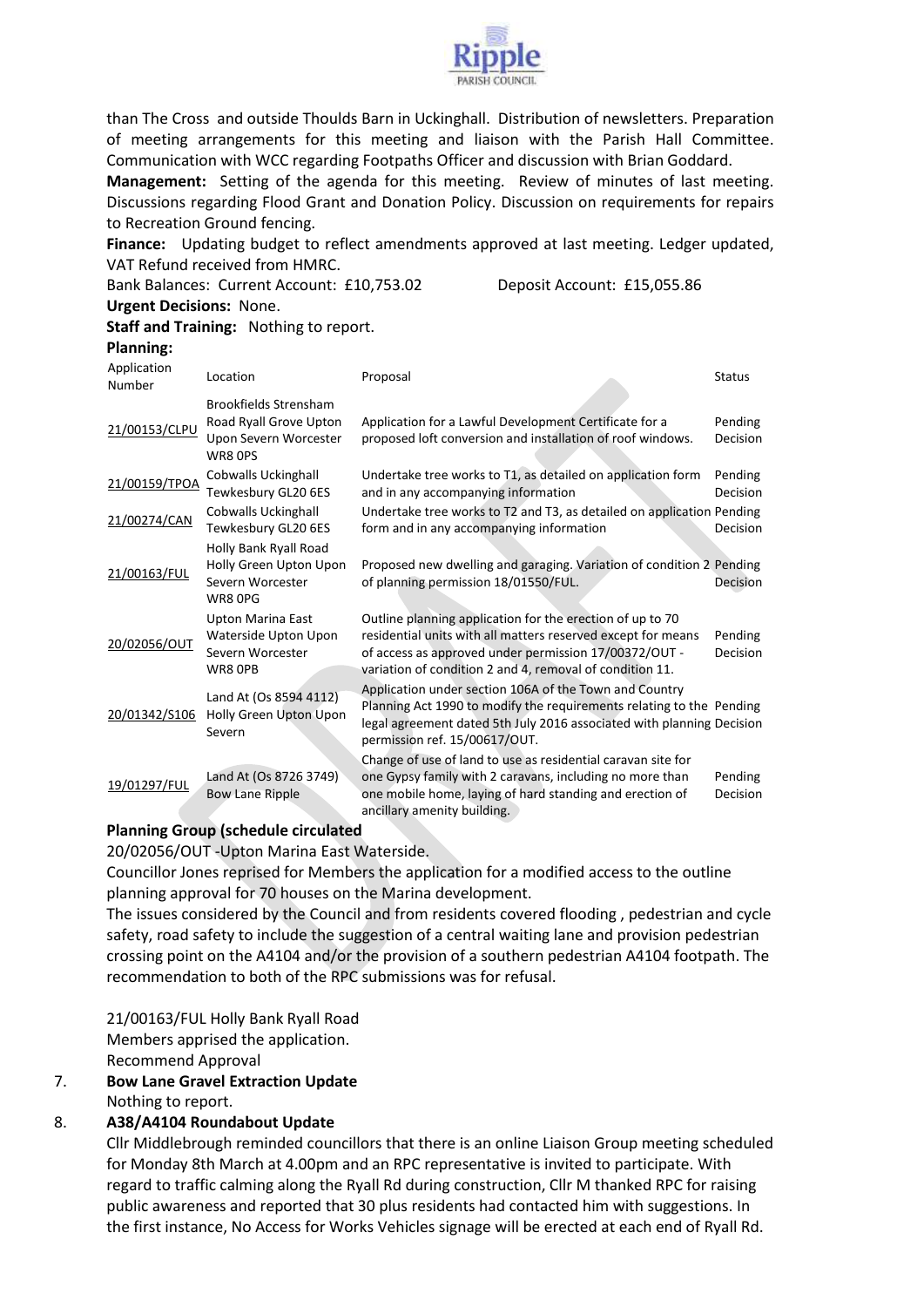than The Cross and outside Thoulds Barn in Uckinghall. Distribution of newsletters. Preparation of meeting arrangements for this meeting and liaison with the Parish Hall Committee. Communication with WCC regarding Footpaths Officer and discussion with Brian Goddard.

**Management:** Setting of the agenda for this meeting. Review of minutes of last meeting. Discussions regarding Flood Grant and Donation Policy. Discussion on requirements for repairs to Recreation Ground fencing.

**Finance:** Updating budget to reflect amendments approved at last meeting. Ledger updated, VAT Refund received from HMRC.

Bank Balances: Current Account: £10,753.02 Deposit Account: £15,055.86

**Urgent Decisions:** None.

**Staff and Training:** Nothing to report.

**Planning:**

| Application Number | Location | Proposal | Status |
|---|---|---|---|
| 21/00153/CLPU | Brookfields Strensham Road Ryall Grove Upton Upon Severn Worcester WR8 0PS | Application for a Lawful Development Certificate for a proposed loft conversion and installation of roof windows. | Pending Decision |
| 21/00159/TPOA | Cobwalls Uckinghall Tewkesbury GL20 6ES | Undertake tree works to T1, as detailed on application form and in any accompanying information | Pending Decision |
| 21/00274/CAN | Cobwalls Uckinghall Tewkesbury GL20 6ES | Undertake tree works to T2 and T3, as detailed on application form and in any accompanying information | Pending Decision |
| 21/00163/FUL | Holly Bank Ryall Road Holly Green Upton Upon Severn Worcester WR8 0PG | Proposed new dwelling and garaging. Variation of condition 2 of planning permission 18/01550/FUL. | Pending Decision |
| 20/02056/OUT | Upton Marina East Waterside Upton Upon Severn Worcester WR8 0PB | Outline planning application for the erection of up to 70 residential units with all matters reserved except for means of access as approved under permission 17/00372/OUT - variation of condition 2 and 4, removal of condition 11. | Pending Decision |
| 20/01342/S106 | Land At (Os 8594 4112) Holly Green Upton Upon Severn | Application under section 106A of the Town and Country Planning Act 1990 to modify the requirements relating to the legal agreement dated 5th July 2016 associated with planning permission ref. 15/00617/OUT. | Pending Decision |
| 19/01297/FUL | Land At (Os 8726 3749) Bow Lane Ripple | Change of use of land to use as residential caravan site for one Gypsy family with 2 caravans, including no more than one mobile home, laying of hard standing and erection of ancillary amenity building. | Pending Decision |

**Planning Group (schedule circulated**

20/02056/OUT -Upton Marina East Waterside.

Councillor Jones reprised for Members the application for a modified access to the outline planning approval for 70 houses on the Marina development.

The issues considered by the Council and from residents covered flooding , pedestrian and cycle safety, road safety to include the suggestion of a central waiting lane and provision pedestrian crossing point on the A4104 and/or the provision of a southern pedestrian A4104 footpath. The recommendation to both of the RPC submissions was for refusal.

21/00163/FUL Holly Bank Ryall Road
Members apprised the application.
Recommend Approval

7. **Bow Lane Gravel Extraction Update**

   Nothing to report.

8. **A38/A4104 Roundabout Update**

   Cllr Middlebrough reminded councillors that there is an online Liaison Group meeting scheduled for Monday 8th March at 4.00pm and an RPC representative is invited to participate. With regard to traffic calming along the Ryall Rd during construction, Cllr M thanked RPC for raising public awareness and reported that 30 plus residents had contacted him with suggestions. In the first instance, No Access for Works Vehicles signage will be erected at each end of Ryall Rd.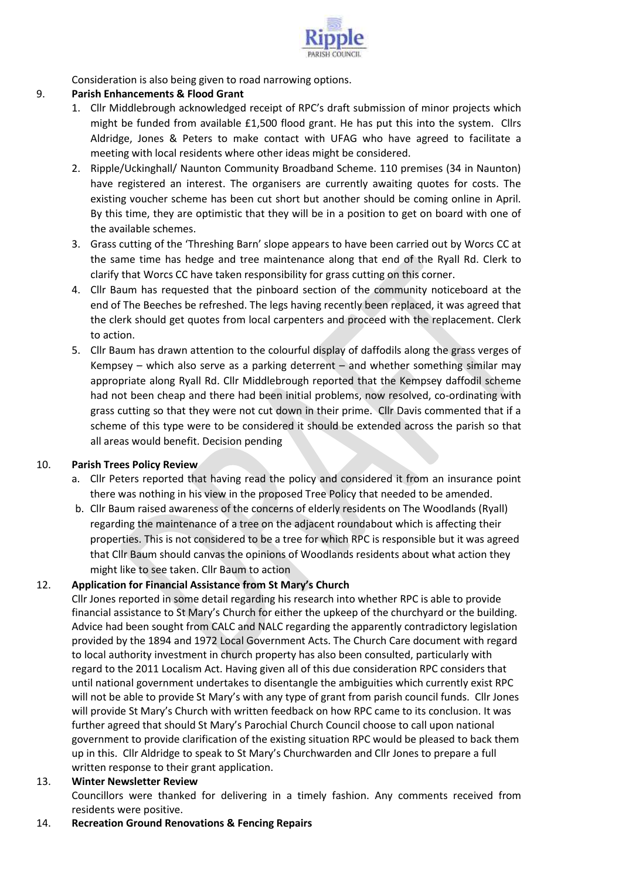Consideration is also being given to road narrowing options.

9. **Parish Enhancements & Flood Grant**
   1. Cllr Middlebrough acknowledged receipt of RPC's draft submission of minor projects which might be funded from available £1,500 flood grant. He has put this into the system. Cllrs Aldridge, Jones & Peters to make contact with UFAG who have agreed to facilitate a meeting with local residents where other ideas might be considered.
   2. Ripple/Uckinghall/ Naunton Community Broadband Scheme. 110 premises (34 in Naunton) have registered an interest. The organisers are currently awaiting quotes for costs. The existing voucher scheme has been cut short but another should be coming online in April. By this time, they are optimistic that they will be in a position to get on board with one of the available schemes.
   3. Grass cutting of the 'Threshing Barn' slope appears to have been carried out by Worcs CC at the same time has hedge and tree maintenance along that end of the Ryall Rd. Clerk to clarify that Worcs CC have taken responsibility for grass cutting on this corner.
   4. Cllr Baum has requested that the pinboard section of the community noticeboard at the end of The Beeches be refreshed. The legs having recently been replaced, it was agreed that the clerk should get quotes from local carpenters and proceed with the replacement. Clerk to action.
   5. Cllr Baum has drawn attention to the colourful display of daffodils along the grass verges of Kempsey – which also serve as a parking deterrent – and whether something similar may appropriate along Ryall Rd. Cllr Middlebrough reported that the Kempsey daffodil scheme had not been cheap and there had been initial problems, now resolved, co-ordinating with grass cutting so that they were not cut down in their prime. Cllr Davis commented that if a scheme of this type were to be considered it should be extended across the parish so that all areas would benefit. Decision pending

10. **Parish Trees Policy Review**
    a. Cllr Peters reported that having read the policy and considered it from an insurance point there was nothing in his view in the proposed Tree Policy that needed to be amended.
    b. Cllr Baum raised awareness of the concerns of elderly residents on The Woodlands (Ryall) regarding the maintenance of a tree on the adjacent roundabout which is affecting their properties. This is not considered to be a tree for which RPC is responsible but it was agreed that Cllr Baum should canvas the opinions of Woodlands residents about what action they might like to see taken. Cllr Baum to action

12. **Application for Financial Assistance from St Mary's Church**

    Cllr Jones reported in some detail regarding his research into whether RPC is able to provide financial assistance to St Mary's Church for either the upkeep of the churchyard or the building. Advice had been sought from CALC and NALC regarding the apparently contradictory legislation provided by the 1894 and 1972 Local Government Acts. The Church Care document with regard to local authority investment in church property has also been consulted, particularly with regard to the 2011 Localism Act. Having given all of this due consideration RPC considers that until national government undertakes to disentangle the ambiguities which currently exist RPC will not be able to provide St Mary's with any type of grant from parish council funds. Cllr Jones will provide St Mary's Church with written feedback on how RPC came to its conclusion. It was further agreed that should St Mary's Parochial Church Council choose to call upon national government to provide clarification of the existing situation RPC would be pleased to back them up in this. Cllr Aldridge to speak to St Mary's Churchwarden and Cllr Jones to prepare a full written response to their grant application.

13. **Winter Newsletter Review**

    Councillors were thanked for delivering in a timely fashion. Any comments received from residents were positive.

14. **Recreation Ground Renovations & Fencing Repairs**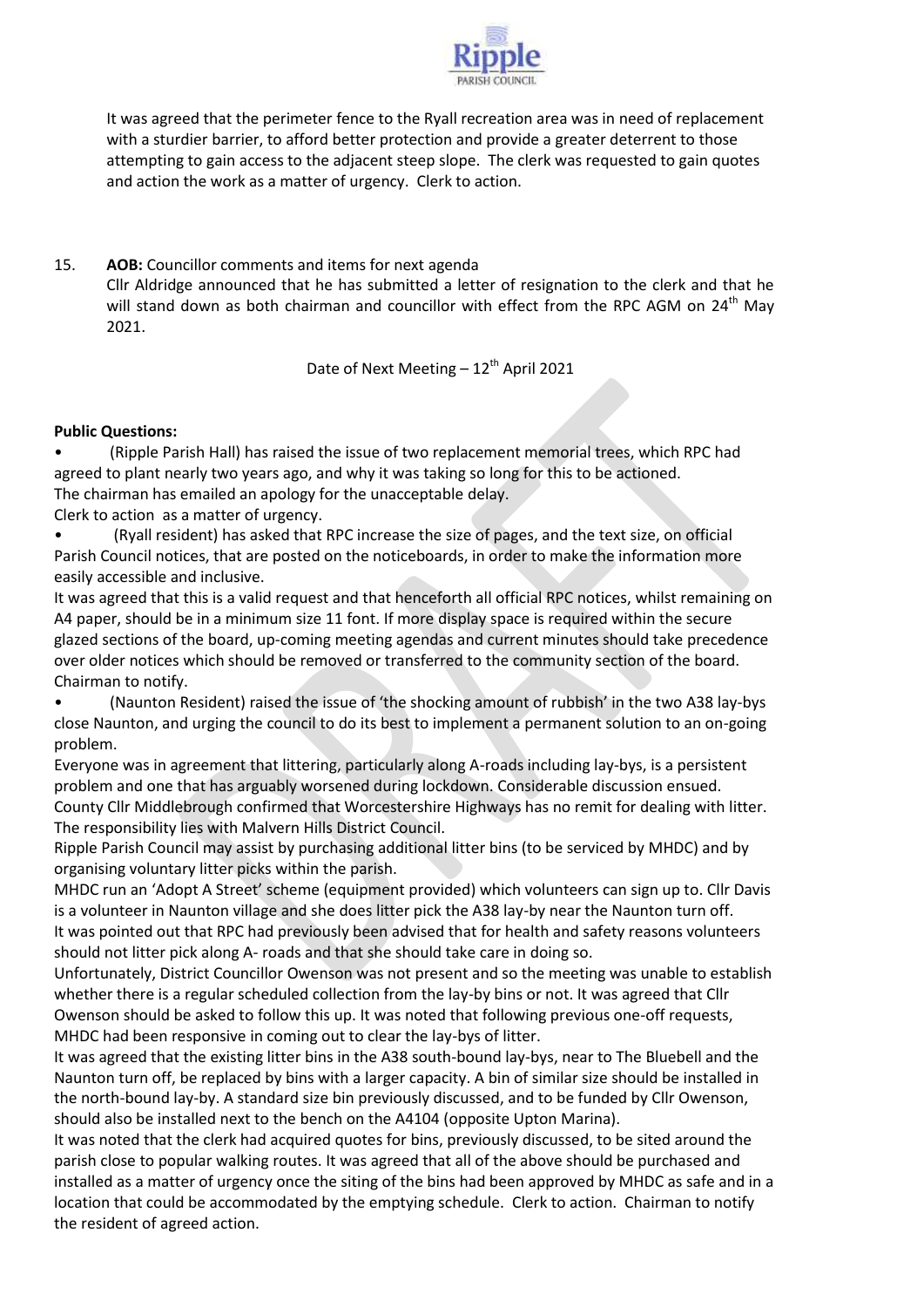It was agreed that the perimeter fence to the Ryall recreation area was in need of replacement with a sturdier barrier, to afford better protection and provide a greater deterrent to those attempting to gain access to the adjacent steep slope. The clerk was requested to gain quotes and action the work as a matter of urgency. Clerk to action.

15. **AOB:** Councillor comments and items for next agenda
Cllr Aldridge announced that he has submitted a letter of resignation to the clerk and that he will stand down as both chairman and councillor with effect from the RPC AGM on 24th May 2021.

Date of Next Meeting – 12th April 2021

**Public Questions:**

- (Ripple Parish Hall) has raised the issue of two replacement memorial trees, which RPC had agreed to plant nearly two years ago, and why it was taking so long for this to be actioned.
The chairman has emailed an apology for the unacceptable delay.
Clerk to action as a matter of urgency.
- (Ryall resident) has asked that RPC increase the size of pages, and the text size, on official Parish Council notices, that are posted on the noticeboards, in order to make the information more easily accessible and inclusive.
It was agreed that this is a valid request and that henceforth all official RPC notices, whilst remaining on A4 paper, should be in a minimum size 11 font. If more display space is required within the secure glazed sections of the board, up-coming meeting agendas and current minutes should take precedence over older notices which should be removed or transferred to the community section of the board.
Chairman to notify.
- (Naunton Resident) raised the issue of 'the shocking amount of rubbish' in the two A38 lay-bys close Naunton, and urging the council to do its best to implement a permanent solution to an on-going problem.
Everyone was in agreement that littering, particularly along A-roads including lay-bys, is a persistent problem and one that has arguably worsened during lockdown. Considerable discussion ensued.
County Cllr Middlebrough confirmed that Worcestershire Highways has no remit for dealing with litter. The responsibility lies with Malvern Hills District Council.
Ripple Parish Council may assist by purchasing additional litter bins (to be serviced by MHDC) and by organising voluntary litter picks within the parish.
MHDC run an 'Adopt A Street' scheme (equipment provided) which volunteers can sign up to. Cllr Davis is a volunteer in Naunton village and she does litter pick the A38 lay-by near the Naunton turn off.
It was pointed out that RPC had previously been advised that for health and safety reasons volunteers should not litter pick along A- roads and that she should take care in doing so.
Unfortunately, District Councillor Owenson was not present and so the meeting was unable to establish whether there is a regular scheduled collection from the lay-by bins or not. It was agreed that Cllr Owenson should be asked to follow this up. It was noted that following previous one-off requests, MHDC had been responsive in coming out to clear the lay-bys of litter.
It was agreed that the existing litter bins in the A38 south-bound lay-bys, near to The Bluebell and the Naunton turn off, be replaced by bins with a larger capacity. A bin of similar size should be installed in the north-bound lay-by. A standard size bin previously discussed, and to be funded by Cllr Owenson, should also be installed next to the bench on the A4104 (opposite Upton Marina).
It was noted that the clerk had acquired quotes for bins, previously discussed, to be sited around the parish close to popular walking routes. It was agreed that all of the above should be purchased and installed as a matter of urgency once the siting of the bins had been approved by MHDC as safe and in a location that could be accommodated by the emptying schedule. Clerk to action. Chairman to notify the resident of agreed action.